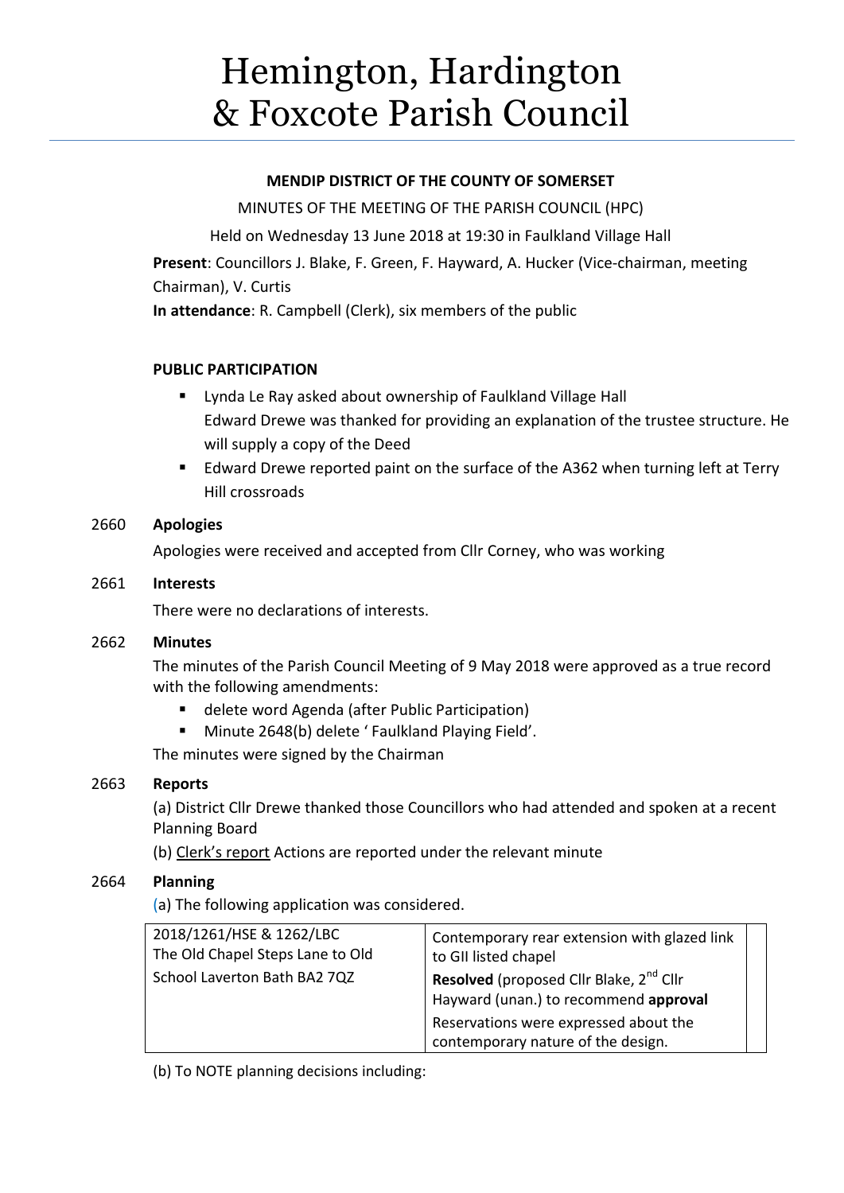# Hemington, Hardington & Foxcote Parish Council

**MENDIP DISTRICT OF THE COUNTY OF SOMERSET**

MINUTES OF THE MEETING OF THE PARISH COUNCIL (HPC)

Held on Wednesday 13 June 2018 at 19:30 in Faulkland Village Hall

**Present**: Councillors J. Blake, F. Green, F. Hayward, A. Hucker (Vice-chairman, meeting Chairman), V. Curtis

**In attendance**: R. Campbell (Clerk), six members of the public

**PUBLIC PARTICIPATION**

- Lynda Le Ray asked about ownership of Faulkland Village Hall
  Edward Drewe was thanked for providing an explanation of the trustee structure. He will supply a copy of the Deed
- Edward Drewe reported paint on the surface of the A362 when turning left at Terry Hill crossroads

2660 **Apologies**

Apologies were received and accepted from Cllr Corney, who was working

2661 **Interests**

There were no declarations of interests.

2662 **Minutes**

The minutes of the Parish Council Meeting of 9 May 2018 were approved as a true record with the following amendments:

- delete word Agenda (after Public Participation)
- Minute 2648(b) delete ' Faulkland Playing Field'.

The minutes were signed by the Chairman

2663 **Reports**

(a) District Cllr Drewe thanked those Councillors who had attended and spoken at a recent Planning Board

(b) Clerk's report Actions are reported under the relevant minute

2664 **Planning**

(a) The following application was considered.

| | | |
|---|---|---|
| 2018/1261/HSE & 1262/LBC<br>The Old Chapel Steps Lane to Old School Laverton Bath BA2 7QZ | Contemporary rear extension with glazed link to GII listed chapel<br>**Resolved** (proposed Cllr Blake, 2nd Cllr Hayward (unan.) to recommend **approval**<br>Reservations were expressed about the contemporary nature of the design. | |

(b) To NOTE planning decisions including: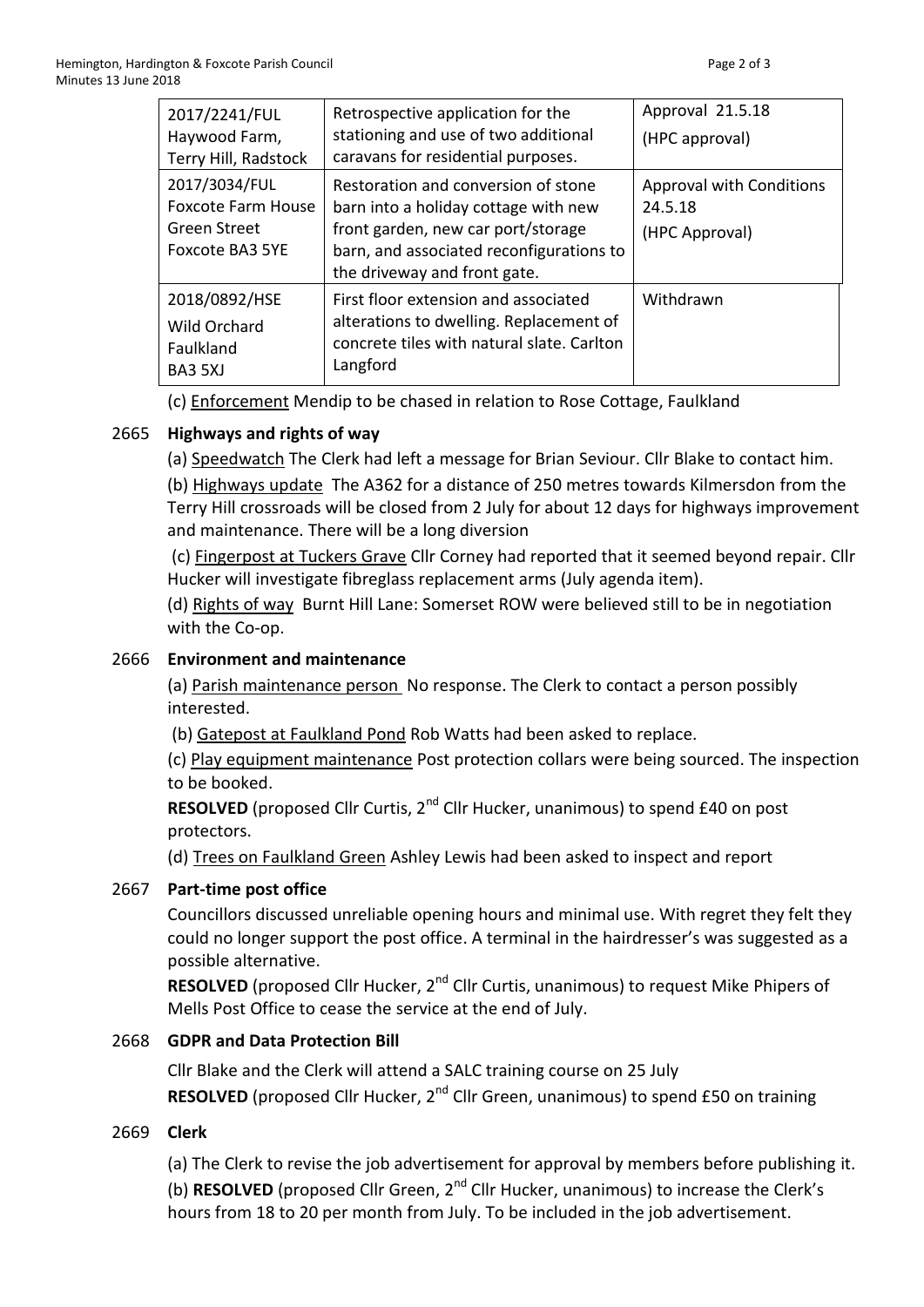| 2017/2241/FUL Haywood Farm, Terry Hill, Radstock | Retrospective application for the stationing and use of two additional caravans for residential purposes. | Approval 21.5.18 (HPC approval) |
|---|---|---|
| 2017/3034/FUL Foxcote Farm House Green Street Foxcote BA3 5YE | Restoration and conversion of stone barn into a holiday cottage with new front garden, new car port/storage barn, and associated reconfigurations to the driveway and front gate. | Approval with Conditions 24.5.18 (HPC Approval) |
| 2018/0892/HSE Wild Orchard Faulkland BA3 5XJ | First floor extension and associated alterations to dwelling. Replacement of concrete tiles with natural slate. Carlton Langford | Withdrawn |

(c) Enforcement Mendip to be chased in relation to Rose Cottage, Faulkland

**2665 Highways and rights of way**

(a) Speedwatch The Clerk had left a message for Brian Seviour. Cllr Blake to contact him.

(b) Highways update The A362 for a distance of 250 metres towards Kilmersdon from the Terry Hill crossroads will be closed from 2 July for about 12 days for highways improvement and maintenance. There will be a long diversion

(c) Fingerpost at Tuckers Grave Cllr Corney had reported that it seemed beyond repair. Cllr Hucker will investigate fibreglass replacement arms (July agenda item).

(d) Rights of way Burnt Hill Lane: Somerset ROW were believed still to be in negotiation with the Co-op.

**2666 Environment and maintenance**

(a) Parish maintenance person No response. The Clerk to contact a person possibly interested.

(b) Gatepost at Faulkland Pond Rob Watts had been asked to replace.

(c) Play equipment maintenance Post protection collars were being sourced. The inspection to be booked.

**RESOLVED** (proposed Cllr Curtis, 2nd Cllr Hucker, unanimous) to spend £40 on post protectors.

(d) Trees on Faulkland Green Ashley Lewis had been asked to inspect and report

**2667 Part-time post office**

Councillors discussed unreliable opening hours and minimal use. With regret they felt they could no longer support the post office. A terminal in the hairdresser's was suggested as a possible alternative.

**RESOLVED** (proposed Cllr Hucker, 2nd Cllr Curtis, unanimous) to request Mike Phipers of Mells Post Office to cease the service at the end of July.

**2668 GDPR and Data Protection Bill**

Cllr Blake and the Clerk will attend a SALC training course on 25 July

**RESOLVED** (proposed Cllr Hucker, 2nd Cllr Green, unanimous) to spend £50 on training

**2669 Clerk**

(a) The Clerk to revise the job advertisement for approval by members before publishing it.

(b) **RESOLVED** (proposed Cllr Green, 2nd Cllr Hucker, unanimous) to increase the Clerk's hours from 18 to 20 per month from July. To be included in the job advertisement.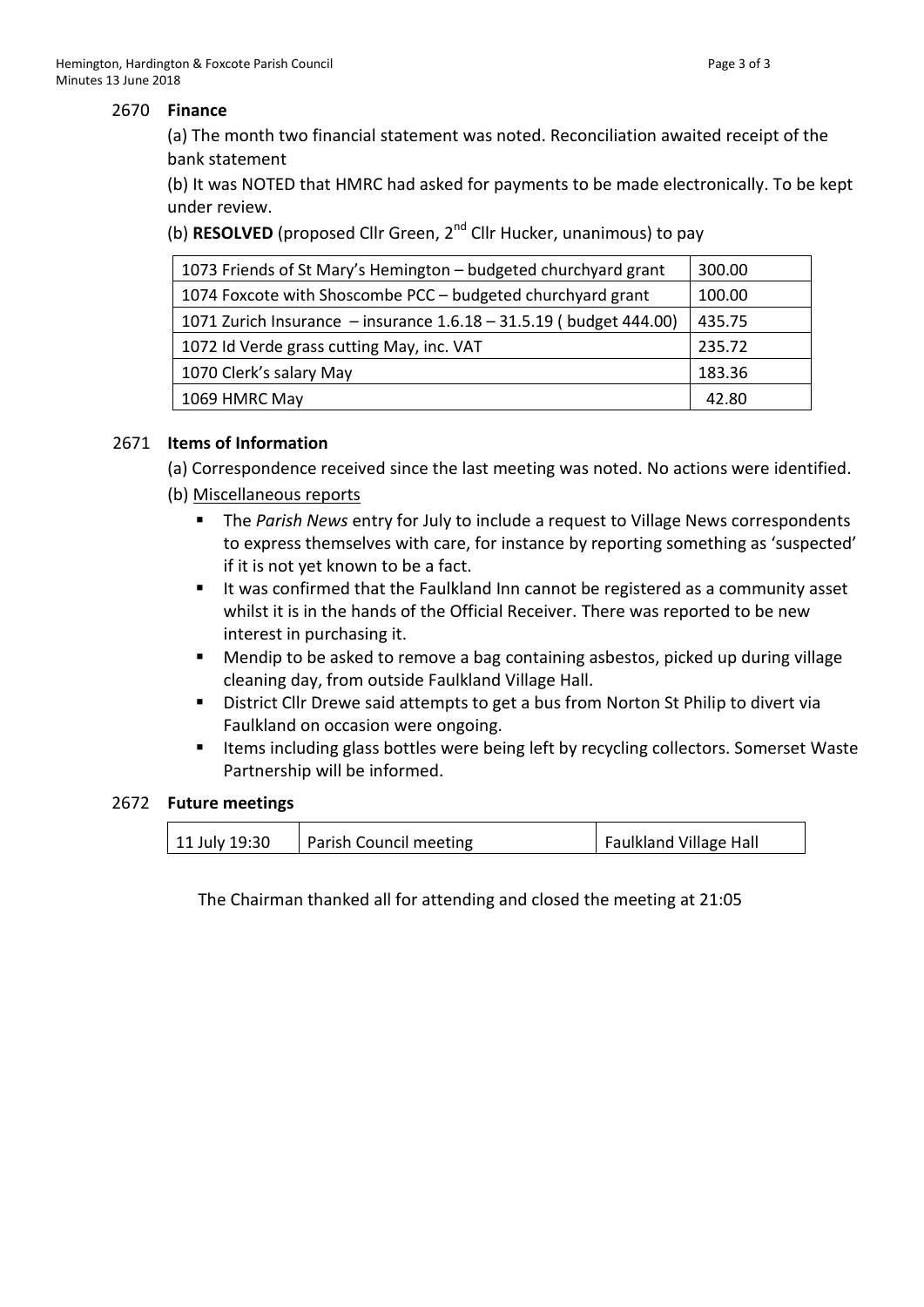## 2670 **Finance**

(a) The month two financial statement was noted. Reconciliation awaited receipt of the bank statement

(b) It was NOTED that HMRC had asked for payments to be made electronically. To be kept under review.

(b) **RESOLVED** (proposed Cllr Green, 2nd Cllr Hucker, unanimous) to pay

| | |
|---|---|
| 1073 Friends of St Mary's Hemington – budgeted churchyard grant | 300.00 |
| 1074 Foxcote with Shoscombe PCC – budgeted churchyard grant | 100.00 |
| 1071 Zurich Insurance – insurance 1.6.18 – 31.5.19 ( budget 444.00) | 435.75 |
| 1072 Id Verde grass cutting May, inc. VAT | 235.72 |
| 1070 Clerk's salary May | 183.36 |
| 1069 HMRC May | 42.80 |

## 2671 **Items of Information**

(a) Correspondence received since the last meeting was noted. No actions were identified.

(b) Miscellaneous reports

- The *Parish News* entry for July to include a request to Village News correspondents to express themselves with care, for instance by reporting something as 'suspected' if it is not yet known to be a fact.
- It was confirmed that the Faulkland Inn cannot be registered as a community asset whilst it is in the hands of the Official Receiver. There was reported to be new interest in purchasing it.
- Mendip to be asked to remove a bag containing asbestos, picked up during village cleaning day, from outside Faulkland Village Hall.
- District Cllr Drewe said attempts to get a bus from Norton St Philip to divert via Faulkland on occasion were ongoing.
- Items including glass bottles were being left by recycling collectors. Somerset Waste Partnership will be informed.

## 2672 **Future meetings**

| | | |
|---|---|---|
| 11 July 19:30 | Parish Council meeting | Faulkland Village Hall |

The Chairman thanked all for attending and closed the meeting at 21:05